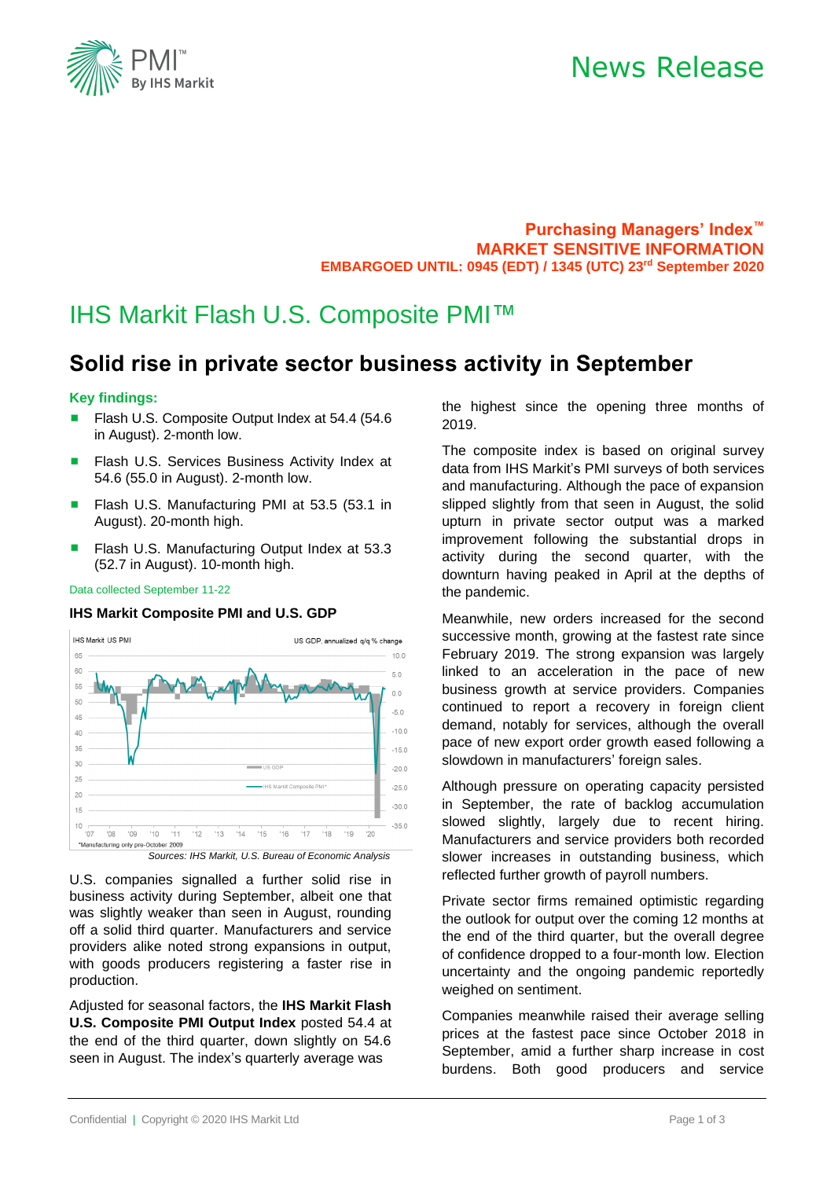# News Release

**Purchasing Managers' Index™**
**MARKET SENSITIVE INFORMATION**
**EMBARGOED UNTIL: 0945 (EDT) / 1345 (UTC) 23rd September 2020**

## IHS Markit Flash U.S. Composite PMI™

## Solid rise in private sector business activity in September

### Key findings:

- Flash U.S. Composite Output Index at 54.4 (54.6 in August). 2-month low.
- Flash U.S. Services Business Activity Index at 54.6 (55.0 in August). 2-month low.
- Flash U.S. Manufacturing PMI at 53.5 (53.1 in August). 20-month high.
- Flash U.S. Manufacturing Output Index at 53.3 (52.7 in August). 10-month high.

Data collected September 11-22

**IHS Markit Composite PMI and U.S. GDP**

*Manufacturing only pre-October 2009

*Sources: IHS Markit, U.S. Bureau of Economic Analysis*

U.S. companies signalled a further solid rise in business activity during September, albeit one that was slightly weaker than seen in August, rounding off a solid third quarter. Manufacturers and service providers alike noted strong expansions in output, with goods producers registering a faster rise in production.

Adjusted for seasonal factors, the **IHS Markit Flash U.S. Composite PMI Output Index** posted 54.4 at the end of the third quarter, down slightly on 54.6 seen in August. The index's quarterly average was the highest since the opening three months of 2019.

The composite index is based on original survey data from IHS Markit's PMI surveys of both services and manufacturing. Although the pace of expansion slipped slightly from that seen in August, the solid upturn in private sector output was a marked improvement following the substantial drops in activity during the second quarter, with the downturn having peaked in April at the depths of the pandemic.

Meanwhile, new orders increased for the second successive month, growing at the fastest rate since February 2019. The strong expansion was largely linked to an acceleration in the pace of new business growth at service providers. Companies continued to report a recovery in foreign client demand, notably for services, although the overall pace of new export order growth eased following a slowdown in manufacturers' foreign sales.

Although pressure on operating capacity persisted in September, the rate of backlog accumulation slowed slightly, largely due to recent hiring. Manufacturers and service providers both recorded slower increases in outstanding business, which reflected further growth of payroll numbers.

Private sector firms remained optimistic regarding the outlook for output over the coming 12 months at the end of the third quarter, but the overall degree of confidence dropped to a four-month low. Election uncertainty and the ongoing pandemic reportedly weighed on sentiment.

Companies meanwhile raised their average selling prices at the fastest pace since October 2018 in September, amid a further sharp increase in cost burdens. Both good producers and service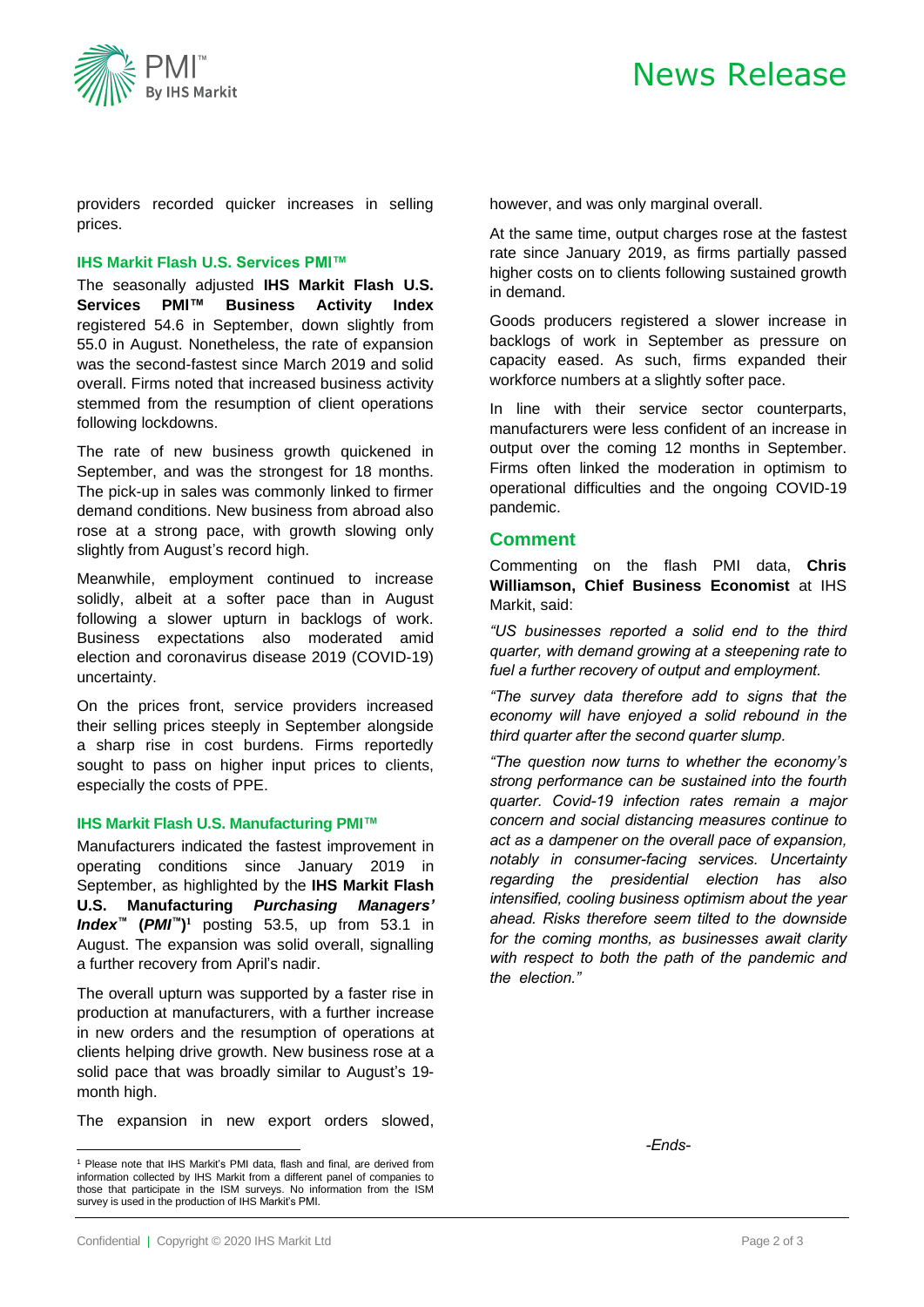providers recorded quicker increases in selling prices.

### IHS Markit Flash U.S. Services PMI™

The seasonally adjusted **IHS Markit Flash U.S. Services PMI™ Business Activity Index** registered 54.6 in September, down slightly from 55.0 in August. Nonetheless, the rate of expansion was the second-fastest since March 2019 and solid overall. Firms noted that increased business activity stemmed from the resumption of client operations following lockdowns.

The rate of new business growth quickened in September, and was the strongest for 18 months. The pick-up in sales was commonly linked to firmer demand conditions. New business from abroad also rose at a strong pace, with growth slowing only slightly from August's record high.

Meanwhile, employment continued to increase solidly, albeit at a softer pace than in August following a slower upturn in backlogs of work. Business expectations also moderated amid election and coronavirus disease 2019 (COVID-19) uncertainty.

On the prices front, service providers increased their selling prices steeply in September alongside a sharp rise in cost burdens. Firms reportedly sought to pass on higher input prices to clients, especially the costs of PPE.

### IHS Markit Flash U.S. Manufacturing PMI™

Manufacturers indicated the fastest improvement in operating conditions since January 2019 in September, as highlighted by the **IHS Markit Flash U.S. Manufacturing *Purchasing Managers' Index*™ (*PMI*™)**[1] posting 53.5, up from 53.1 in August. The expansion was solid overall, signalling a further recovery from April's nadir.

The overall upturn was supported by a faster rise in production at manufacturers, with a further increase in new orders and the resumption of operations at clients helping drive growth. New business rose at a solid pace that was broadly similar to August's 19-month high.

The expansion in new export orders slowed, however, and was only marginal overall.

At the same time, output charges rose at the fastest rate since January 2019, as firms partially passed higher costs on to clients following sustained growth in demand.

Goods producers registered a slower increase in backlogs of work in September as pressure on capacity eased. As such, firms expanded their workforce numbers at a slightly softer pace.

In line with their service sector counterparts, manufacturers were less confident of an increase in output over the coming 12 months in September. Firms often linked the moderation in optimism to operational difficulties and the ongoing COVID-19 pandemic.

## Comment

Commenting on the flash PMI data, **Chris Williamson, Chief Business Economist** at IHS Markit, said:

*"US businesses reported a solid end to the third quarter, with demand growing at a steepening rate to fuel a further recovery of output and employment.*

*"The survey data therefore add to signs that the economy will have enjoyed a solid rebound in the third quarter after the second quarter slump.*

*"The question now turns to whether the economy's strong performance can be sustained into the fourth quarter. Covid-19 infection rates remain a major concern and social distancing measures continue to act as a dampener on the overall pace of expansion, notably in consumer-facing services. Uncertainty regarding the presidential election has also intensified, cooling business optimism about the year ahead. Risks therefore seem tilted to the downside for the coming months, as businesses await clarity with respect to both the path of the pandemic and the election."*

*-Ends-*

[1] Please note that IHS Markit's PMI data, flash and final, are derived from information collected by IHS Markit from a different panel of companies to those that participate in the ISM surveys. No information from the ISM survey is used in the production of IHS Markit's PMI.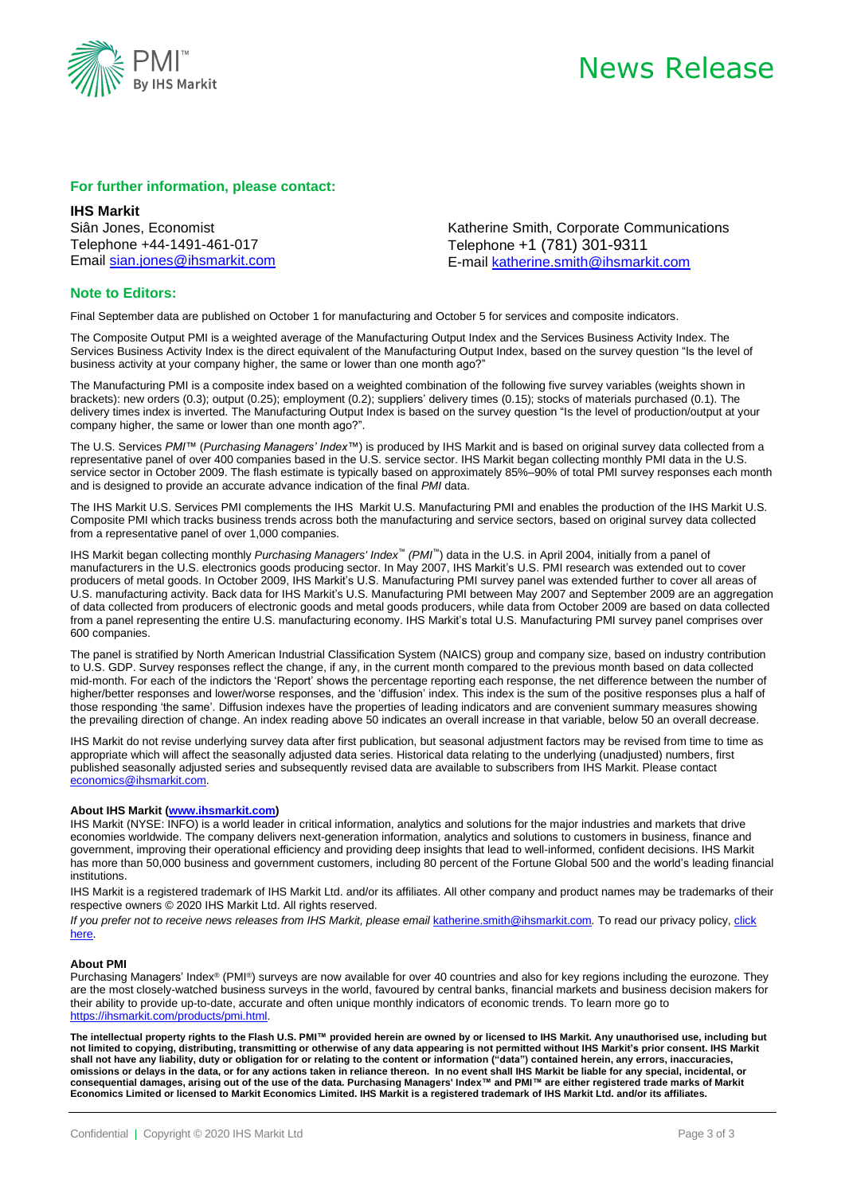# News Release

## For further information, please contact:

**IHS Markit**
Siân Jones, Economist
Telephone +44-1491-461-017
Email sian.jones@ihsmarkit.com

Katherine Smith, Corporate Communications
Telephone +1 (781) 301-9311
E-mail katherine.smith@ihsmarkit.com

## Note to Editors:

Final September data are published on October 1 for manufacturing and October 5 for services and composite indicators.

The Composite Output PMI is a weighted average of the Manufacturing Output Index and the Services Business Activity Index. The Services Business Activity Index is the direct equivalent of the Manufacturing Output Index, based on the survey question "Is the level of business activity at your company higher, the same or lower than one month ago?"

The Manufacturing PMI is a composite index based on a weighted combination of the following five survey variables (weights shown in brackets): new orders (0.3); output (0.25); employment (0.2); suppliers' delivery times (0.15); stocks of materials purchased (0.1). The delivery times index is inverted. The Manufacturing Output Index is based on the survey question "Is the level of production/output at your company higher, the same or lower than one month ago?".

The U.S. Services *PMI*™ (*Purchasing Managers' Index*™) is produced by IHS Markit and is based on original survey data collected from a representative panel of over 400 companies based in the U.S. service sector. IHS Markit began collecting monthly PMI data in the U.S. service sector in October 2009. The flash estimate is typically based on approximately 85%–90% of total PMI survey responses each month and is designed to provide an accurate advance indication of the final *PMI* data.

The IHS Markit U.S. Services PMI complements the IHS Markit U.S. Manufacturing PMI and enables the production of the IHS Markit U.S. Composite PMI which tracks business trends across both the manufacturing and service sectors, based on original survey data collected from a representative panel of over 1,000 companies.

IHS Markit began collecting monthly *Purchasing Managers' Index*™ *(PMI*™) data in the U.S. in April 2004, initially from a panel of manufacturers in the U.S. electronics goods producing sector. In May 2007, IHS Markit's U.S. PMI research was extended out to cover producers of metal goods. In October 2009, IHS Markit's U.S. Manufacturing PMI survey panel was extended further to cover all areas of U.S. manufacturing activity. Back data for IHS Markit's U.S. Manufacturing PMI between May 2007 and September 2009 are an aggregation of data collected from producers of electronic goods and metal goods producers, while data from October 2009 are based on data collected from a panel representing the entire U.S. manufacturing economy. IHS Markit's total U.S. Manufacturing PMI survey panel comprises over 600 companies.

The panel is stratified by North American Industrial Classification System (NAICS) group and company size, based on industry contribution to U.S. GDP. Survey responses reflect the change, if any, in the current month compared to the previous month based on data collected mid-month. For each of the indictors the 'Report' shows the percentage reporting each response, the net difference between the number of higher/better responses and lower/worse responses, and the 'diffusion' index. This index is the sum of the positive responses plus a half of those responding 'the same'. Diffusion indexes have the properties of leading indicators and are convenient summary measures showing the prevailing direction of change. An index reading above 50 indicates an overall increase in that variable, below 50 an overall decrease.

IHS Markit do not revise underlying survey data after first publication, but seasonal adjustment factors may be revised from time to time as appropriate which will affect the seasonally adjusted data series. Historical data relating to the underlying (unadjusted) numbers, first published seasonally adjusted series and subsequently revised data are available to subscribers from IHS Markit. Please contact economics@ihsmarkit.com.

**About IHS Markit (www.ihsmarkit.com)**

IHS Markit (NYSE: INFO) is a world leader in critical information, analytics and solutions for the major industries and markets that drive economies worldwide. The company delivers next-generation information, analytics and solutions to customers in business, finance and government, improving their operational efficiency and providing deep insights that lead to well-informed, confident decisions. IHS Markit has more than 50,000 business and government customers, including 80 percent of the Fortune Global 500 and the world's leading financial institutions.

IHS Markit is a registered trademark of IHS Markit Ltd. and/or its affiliates. All other company and product names may be trademarks of their respective owners © 2020 IHS Markit Ltd. All rights reserved.

*If you prefer not to receive news releases from IHS Markit, please email* katherine.smith@ihsmarkit.com. To read our privacy policy, click here.

**About PMI**

Purchasing Managers' Index® (PMI®) surveys are now available for over 40 countries and also for key regions including the eurozone. They are the most closely-watched business surveys in the world, favoured by central banks, financial markets and business decision makers for their ability to provide up-to-date, accurate and often unique monthly indicators of economic trends. To learn more go to https://ihsmarkit.com/products/pmi.html.

**The intellectual property rights to the Flash U.S. PMI™ provided herein are owned by or licensed to IHS Markit. Any unauthorised use, including but not limited to copying, distributing, transmitting or otherwise of any data appearing is not permitted without IHS Markit's prior consent. IHS Markit shall not have any liability, duty or obligation for or relating to the content or information ("data") contained herein, any errors, inaccuracies, omissions or delays in the data, or for any actions taken in reliance thereon. In no event shall IHS Markit be liable for any special, incidental, or consequential damages, arising out of the use of the data. Purchasing Managers' Index™ and PMI™ are either registered trade marks of Markit Economics Limited or licensed to Markit Economics Limited. IHS Markit is a registered trademark of IHS Markit Ltd. and/or its affiliates.**